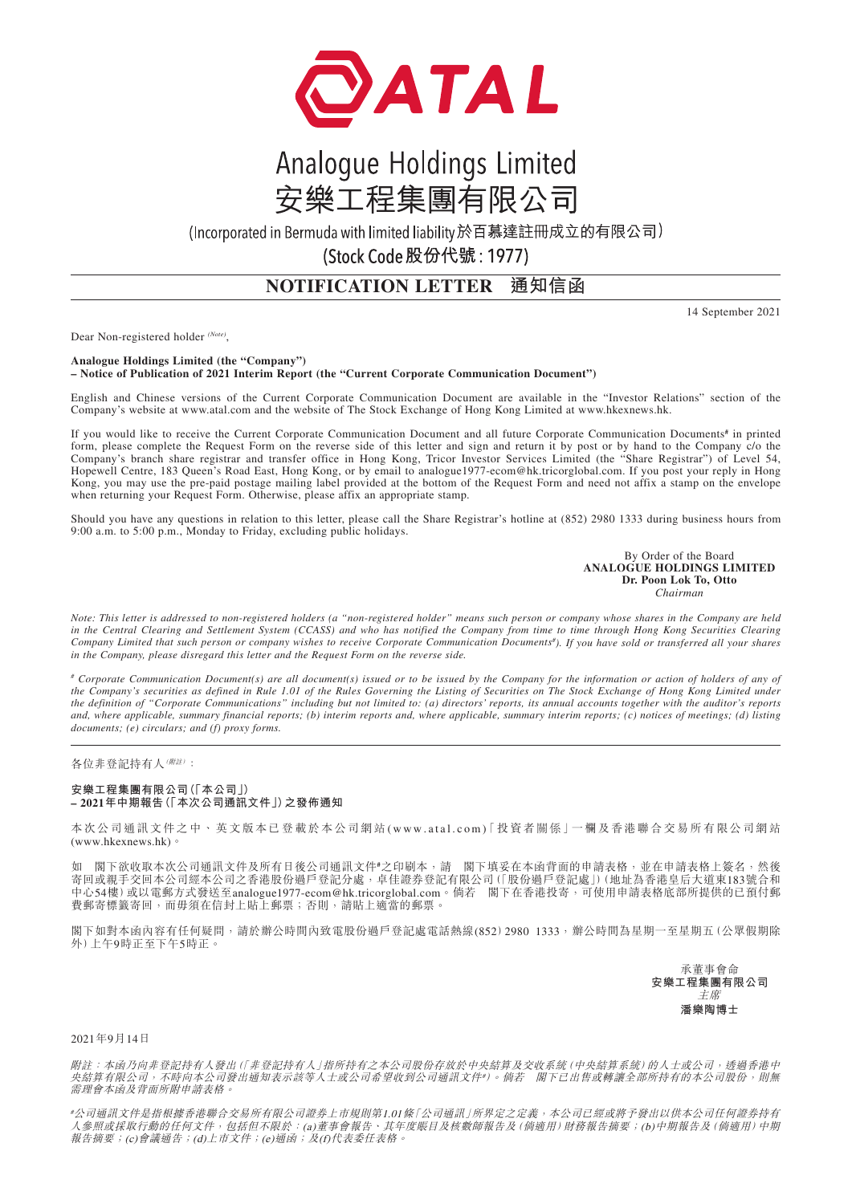# Analogue Holdings Limited
# 安樂工程集團有限公司

(Incorporated in Bermuda with limited liability 於百慕達註冊成立的有限公司)

(Stock Code 股份代號 : 1977)

## NOTIFICATION LETTER 通知信函

14 September 2021

Dear Non-registered holder (Note),

**Analogue Holdings Limited (the "Company")**
**– Notice of Publication of 2021 Interim Report (the "Current Corporate Communication Document")**

English and Chinese versions of the Current Corporate Communication Document are available in the "Investor Relations" section of the Company's website at www.atal.com and the website of The Stock Exchange of Hong Kong Limited at www.hkexnews.hk.

If you would like to receive the Current Corporate Communication Document and all future Corporate Communication Documents# in printed form, please complete the Request Form on the reverse side of this letter and sign and return it by post or by hand to the Company c/o the Company's branch share registrar and transfer office in Hong Kong, Tricor Investor Services Limited (the "Share Registrar") of Level 54, Hopewell Centre, 183 Queen's Road East, Hong Kong, or by email to analogue1977-ecom@hk.tricorglobal.com. If you post your reply in Hong Kong, you may use the pre-paid postage mailing label provided at the bottom of the Request Form and need not affix a stamp on the envelope when returning your Request Form. Otherwise, please affix an appropriate stamp.

Should you have any questions in relation to this letter, please call the Share Registrar's hotline at (852) 2980 1333 during business hours from 9:00 a.m. to 5:00 p.m., Monday to Friday, excluding public holidays.

By Order of the Board
**ANALOGUE HOLDINGS LIMITED**
**Dr. Poon Lok To, Otto**
*Chairman*

*Note: This letter is addressed to non-registered holders (a "non-registered holder" means such person or company whose shares in the Company are held in the Central Clearing and Settlement System (CCASS) and who has notified the Company from time to time through Hong Kong Securities Clearing Company Limited that such person or company wishes to receive Corporate Communication Documents#). If you have sold or transferred all your shares in the Company, please disregard this letter and the Request Form on the reverse side.*

*# Corporate Communication Document(s) are all document(s) issued or to be issued by the Company for the information or action of holders of any of the Company's securities as defined in Rule 1.01 of the Rules Governing the Listing of Securities on The Stock Exchange of Hong Kong Limited under the definition of "Corporate Communications" including but not limited to: (a) directors' reports, its annual accounts together with the auditor's reports and, where applicable, summary financial reports; (b) interim reports and, where applicable, summary interim reports; (c) notices of meetings; (d) listing documents; (e) circulars; and (f) proxy forms.*

---

各位非登記持有人(附註)：

**安樂工程集團有限公司(「本公司」)**
**– 2021年中期報告(「本次公司通訊文件」)之發佈通知**

本次公司通訊文件之中、英文版本已登載於本公司網站(www.atal.com)「投資者關係」一欄及香港聯合交易所有限公司網站(www.hkexnews.hk)。

如 閣下欲收取本次公司通訊文件及所有日後公司通訊文件#之印刷本，請 閣下填妥在本函背面的申請表格，並在申請表格上簽名，然後寄回或親手交回本公司經本公司之香港股份過戶登記分處，卓佳證券登記有限公司(「股份過戶登記處」)(地址為香港皇后大道東183號合和中心54樓)或以電郵方式發送至analogue1977-ecom@hk.tricorglobal.com。倘若 閣下在香港投寄，可使用申請表格底部所提供的已預付郵費郵寄標籤寄回，而毋須在信封上貼上郵票；否則，請貼上適當的郵票。

閣下如對本函內容有任何疑問，請於辦公時間內致電股份過戶登記處電話熱線(852) 2980 1333，辦公時間為星期一至星期五(公眾假期除外)上午9時正至下午5時正。

承董事會命
**安樂工程集團有限公司**
*主席*
**潘樂陶博士**

2021年9月14日

*附註：本函乃向非登記持有人發出(「非登記持有人」指所持有之本公司股份存放於中央結算及交收系統(中央結算系統)的人士或公司，透過香港中央結算有限公司，不時向本公司發出通知表示該等人士或公司希望收到公司通訊文件#)。倘若 閣下已出售或轉讓全部所持有的本公司股份，則無需理會本函及背面所附申請表格。*

*#公司通訊文件是指根據香港聯合交易所有限公司證券上市規則第1.01條「公司通訊」所界定之定義，本公司已經或將予發出以供本公司任何證券持有人參照或採取行動的任何文件，包括但不限於：(a)董事會報告、其年度賬目及核數師報告及(倘適用)財務報告摘要；(b)中期報告及(倘適用)中期報告摘要；(c)會議通告；(d)上市文件；(e)通函；及(f)代表委任表格。*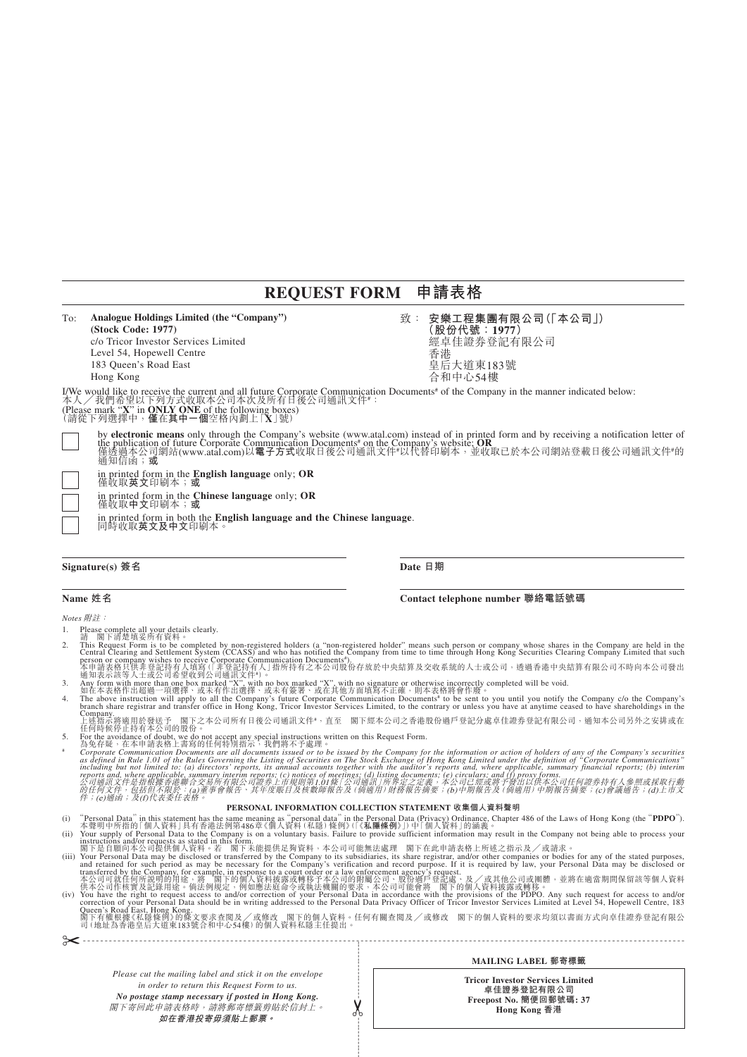# REQUEST FORM 申請表格

To: **Analogue Holdings Limited (the "Company")**
**(Stock Code: 1977)**
c/o Tricor Investor Services Limited
Level 54, Hopewell Centre
183 Queen's Road East
Hong Kong

致： **安樂工程集團有限公司(「本公司」)**
**(股份代號：1977)**
經卓佳證券登記有限公司
香港
皇后大道東183號
合和中心54樓

I/We would like to receive the current and all future Corporate Communication Documents# of the Company in the manner indicated below:
本人／我們希望以下列方式收取本公司本次及所有日後公司通訊文件#：
(Please mark "**X**" in **ONLY ONE** of the following boxes)
(請從下列選擇中，**僅**在**其中一個**空格內劃上「**X**」號)

☐ by **electronic means** only through the Company's website (www.atal.com) instead of in printed form and by receiving a notification letter of the publication of future Corporate Communication Documents# on the Company's website; **OR**
僅透過本公司網站(www.atal.com)以**電子方式**收取日後公司通訊文件#以代替印刷本，並收取已於本公司網站登載日後公司通訊文件#的通知信函；**或**

☐ in printed form in the **English language** only; **OR**
僅收取**英文**印刷本；**或**

☐ in printed form in the **Chinese language** only; **OR**
僅收取**中文**印刷本；**或**

☐ in printed form in both the **English language and the Chinese language**.
同時收取**英文及中文**印刷本。

**Signature(s) 簽名** ______________________

**Date 日期** ______________________

**Name 姓名** ______________________

**Contact telephone number 聯絡電話號碼** ______________________

*Notes 附註：*

1. Please complete all your details clearly.
   請 閣下清楚填妥所有資料。
2. This Request Form is to be completed by non-registered holders (a "non-registered holder" means such person or company whose shares in the Company are held in the Central Clearing and Settlement System (CCASS) and who has notified the Company from time to time through Hong Kong Securities Clearing Company Limited that such person or company wishes to receive Corporate Communication Documents#).
   本申請表格只供非登記持有人填寫(「非登記持有人」指所持有之本公司股份存放於中央結算及交收系統的人士或公司，透過香港中央結算有限公司不時向本公司發出通知表示該等人士或公司希望收到公司通訊文件#)。
3. Any form with more than one box marked "X", with no box marked "X", with no signature or otherwise incorrectly completed will be void.
   如在本表格作出超過一項選擇，或未有作出選擇，或未有簽署，或在其他方面填寫不正確，則本表格將會作廢。
4. The above instruction will apply to all the Company's future Corporate Communication Documents# to be sent to you until you notify the Company c/o the Company's branch share registrar and transfer office in Hong Kong, Tricor Investor Services Limited, to the contrary or unless you have at anytime ceased to have shareholdings in the Company.
   上述指示將適用於發送予 閣下之本公司所有日後公司通訊文件#，直至 閣下經本公司之香港股份過戶登記分處卓佳證券登記有限公司，通知本公司另外之安排或在任何時候停止持有本公司的股份。
5. For the avoidance of doubt, we do not accept any special instructions written on this Request Form.
   為免存疑，在本申請表格上書寫的任何特別指示，我們將不予處理。

\# *Corporate Communication Documents are all documents issued or to be issued by the Company for the information or action of holders of any of the Company's securities as defined in Rule 1.01 of the Rules Governing the Listing of Securities on The Stock Exchange of Hong Kong Limited under the definition of "Corporate Communications" including but not limited to: (a) directors' reports, its annual accounts together with the auditor's reports and, where applicable, summary financial reports; (b) interim reports and, where applicable, summary interim reports; (c) notices of meetings; (d) listing documents; (e) circulars; and (f) proxy forms.*
*公司通訊文件是指根據香港聯合交易所有限公司證券上市規則第1.01條「公司通訊」所界定之定義，本公司已經或將予發出以供本公司任何證券持有人參照或採取行動的任何文件，包括但不限於：(a)董事會報告、其年度賬目及核數師報告及(倘適用)財務報告摘要；(b)中期報告及(倘適用)中期報告摘要；(c)會議通告；(d)上市文件；(e)通函；及(f)代表委任表格。*

## PERSONAL INFORMATION COLLECTION STATEMENT 收集個人資料聲明

(i) "Personal Data" in this statement has the same meaning as "personal data" in the Personal Data (Privacy) Ordinance, Chapter 486 of the Laws of Hong Kong (the "**PDPO**").
本聲明中所指的「個人資料」具有香港法例第486章《個人資料(私隱)條例》(「《**私隱條例**》」)中「個人資料」的涵義。

(ii) Your supply of Personal Data to the Company is on a voluntary basis. Failure to provide sufficient information may result in the Company not being able to process your instructions and/or requests as stated in this form.
閣下是自願向本公司提供個人資料。若 閣下未能提供足夠資料，本公司可能無法處理 閣下在此申請表格上所述之指示及／或請求。

(iii) Your Personal Data may be disclosed or transferred by the Company to its subsidiaries, its share registrar, and/or other companies or bodies for any of the stated purposes, and retained for such period as may be necessary for the Company's verification and record purpose. If it is required by law, your Personal Data may be disclosed or transferred by the Company, for example, in response to a court order or a law enforcement agency's request.
本公司可就任何所說明的用途，將 閣下的個人資料披露或轉移予本公司的附屬公司、股份過戶登記處，及／或其他公司或團體，並將在適當期間保留該等個人資料供本公司作核實及記錄用途。倘法例規定，例如應法庭命令或執法機關的要求，本公司可能會將 閣下的個人資料披露或轉移。

(iv) You have the right to request access to and/or correction of your Personal Data in accordance with the provisions of the PDPO. Any such request for access to and/or correction of your Personal Data should be in writing addressed to the Personal Data Privacy Officer of Tricor Investor Services Limited at Level 54, Hopewell Centre, 183 Queen's Road East, Hong Kong.
閣下有權根據《私隱條例》的條文要求查閱及／或修改 閣下的個人資料。任何有關查閱及／或修改 閣下的個人資料的要求均須以書面方式向卓佳證券登記有限公司(地址為香港皇后大道東183號合和中心54樓)的個人資料私隱主任提出。

---

*Please cut the mailing label and stick it on the envelope in order to return this Request Form to us.*
***No postage stamp necessary if posted in Hong Kong.***
*閣下寄回此申請表格時，請將郵寄標籤剪貼於信封上。*
***如在香港投寄毋須貼上郵票。***

**MAILING LABEL 郵寄標籤**

**Tricor Investor Services Limited**
**卓佳證券登記有限公司**
**Freepost No. 簡便回郵號碼: 37**
**Hong Kong 香港**